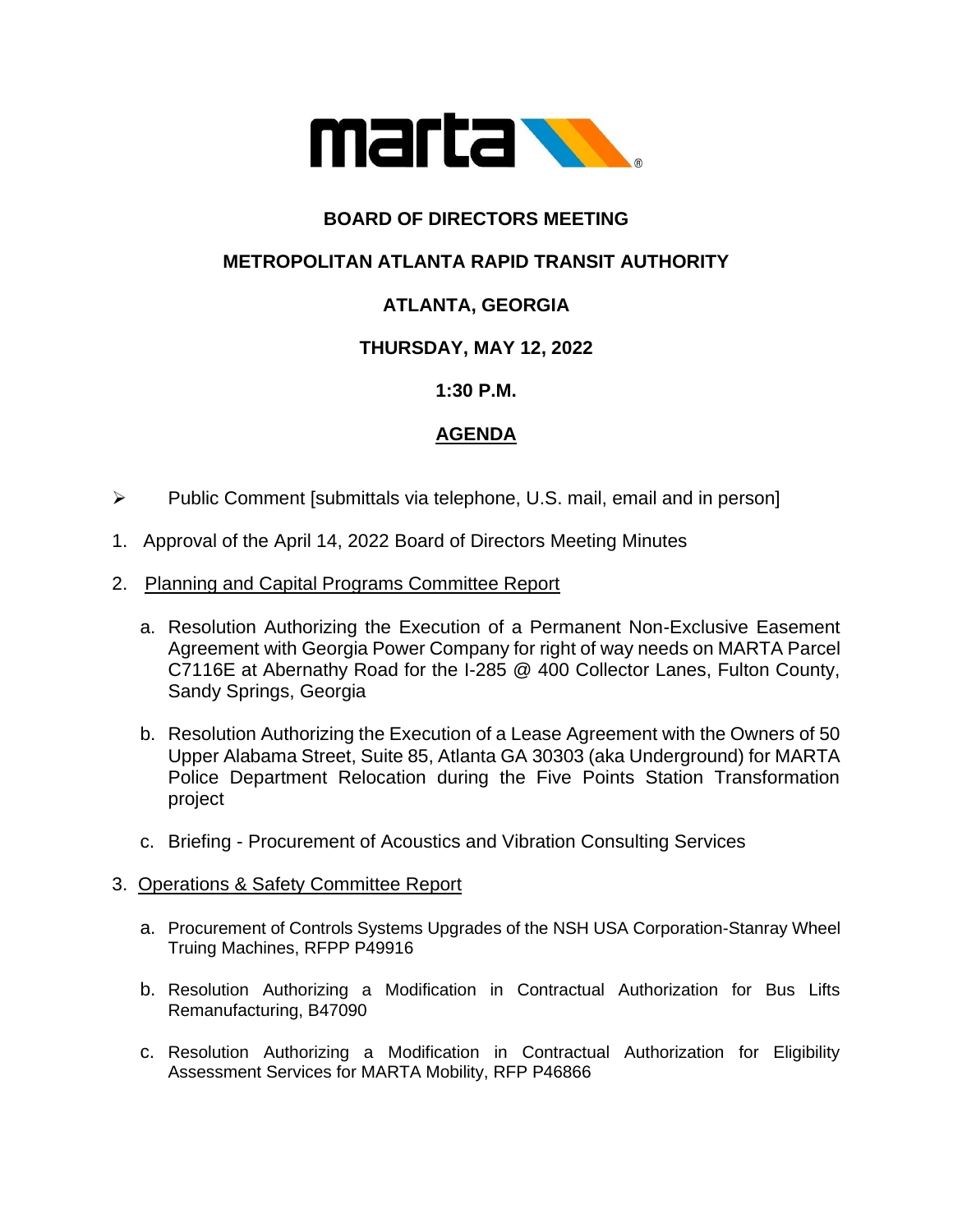# BOARD OF DIRECTORS MEETING

## METROPOLITAN ATLANTA RAPID TRANSIT AUTHORITY

## ATLANTA, GEORGIA

## THURSDAY, MAY 12, 2022

## 1:30 P.M.

## AGENDA

- Public Comment [submittals via telephone, U.S. mail, email and in person]

1. Approval of the April 14, 2022 Board of Directors Meeting Minutes

2. Planning and Capital Programs Committee Report

   a. Resolution Authorizing the Execution of a Permanent Non-Exclusive Easement Agreement with Georgia Power Company for right of way needs on MARTA Parcel C7116E at Abernathy Road for the I-285 @ 400 Collector Lanes, Fulton County, Sandy Springs, Georgia

   b. Resolution Authorizing the Execution of a Lease Agreement with the Owners of 50 Upper Alabama Street, Suite 85, Atlanta GA 30303 (aka Underground) for MARTA Police Department Relocation during the Five Points Station Transformation project

   c. Briefing - Procurement of Acoustics and Vibration Consulting Services

3. Operations & Safety Committee Report

   a. Procurement of Controls Systems Upgrades of the NSH USA Corporation-Stanray Wheel Truing Machines, RFPP P49916

   b. Resolution Authorizing a Modification in Contractual Authorization for Bus Lifts Remanufacturing, B47090

   c. Resolution Authorizing a Modification in Contractual Authorization for Eligibility Assessment Services for MARTA Mobility, RFP P46866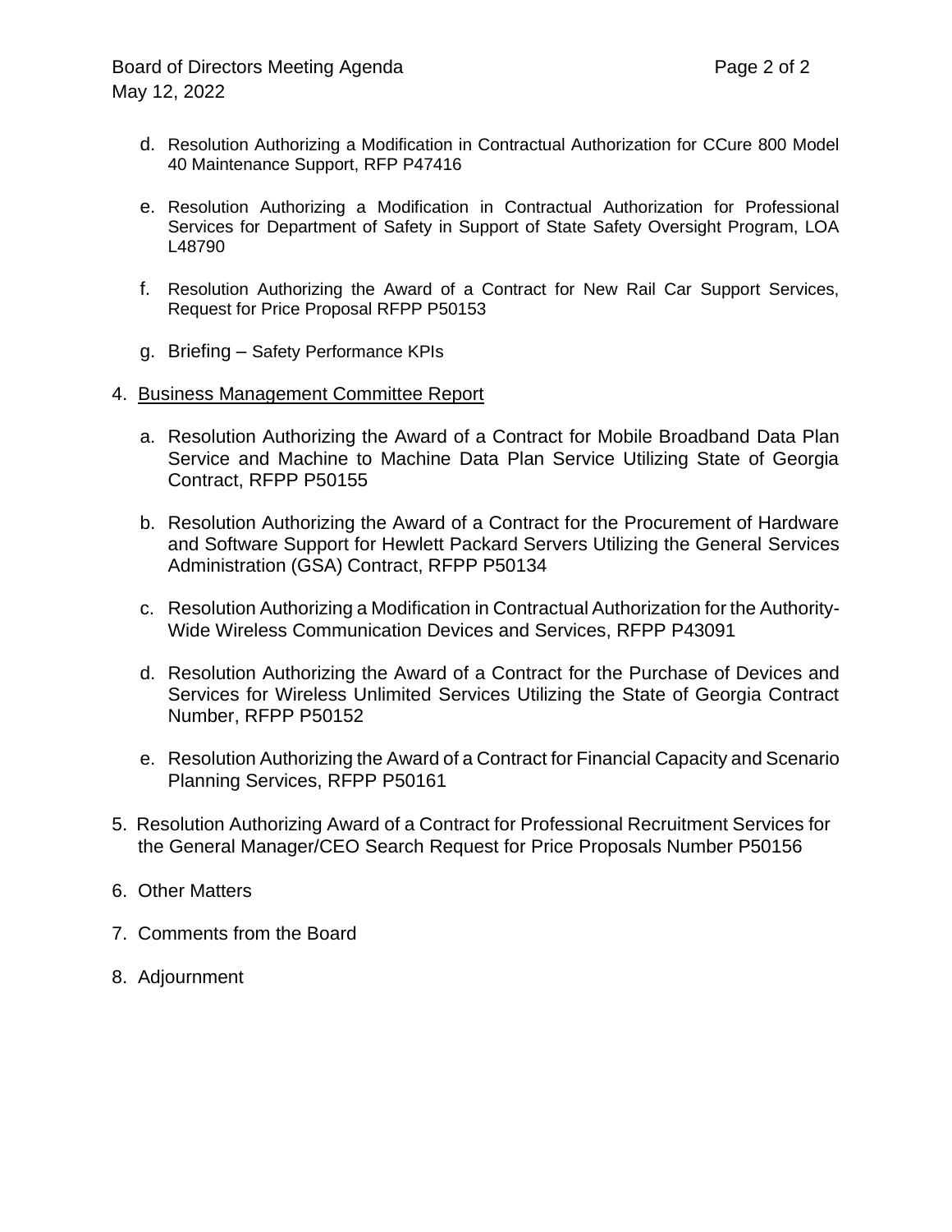d. Resolution Authorizing a Modification in Contractual Authorization for CCure 800 Model 40 Maintenance Support, RFP P47416

e. Resolution Authorizing a Modification in Contractual Authorization for Professional Services for Department of Safety in Support of State Safety Oversight Program, LOA L48790

f. Resolution Authorizing the Award of a Contract for New Rail Car Support Services, Request for Price Proposal RFPP P50153

g. Briefing – Safety Performance KPIs

4. <u>Business Management Committee Report</u>

   a. Resolution Authorizing the Award of a Contract for Mobile Broadband Data Plan Service and Machine to Machine Data Plan Service Utilizing State of Georgia Contract, RFPP P50155

   b. Resolution Authorizing the Award of a Contract for the Procurement of Hardware and Software Support for Hewlett Packard Servers Utilizing the General Services Administration (GSA) Contract, RFPP P50134

   c. Resolution Authorizing a Modification in Contractual Authorization for the Authority-Wide Wireless Communication Devices and Services, RFPP P43091

   d. Resolution Authorizing the Award of a Contract for the Purchase of Devices and Services for Wireless Unlimited Services Utilizing the State of Georgia Contract Number, RFPP P50152

   e. Resolution Authorizing the Award of a Contract for Financial Capacity and Scenario Planning Services, RFPP P50161

5. Resolution Authorizing Award of a Contract for Professional Recruitment Services for the General Manager/CEO Search Request for Price Proposals Number P50156

6. Other Matters

7. Comments from the Board

8. Adjournment